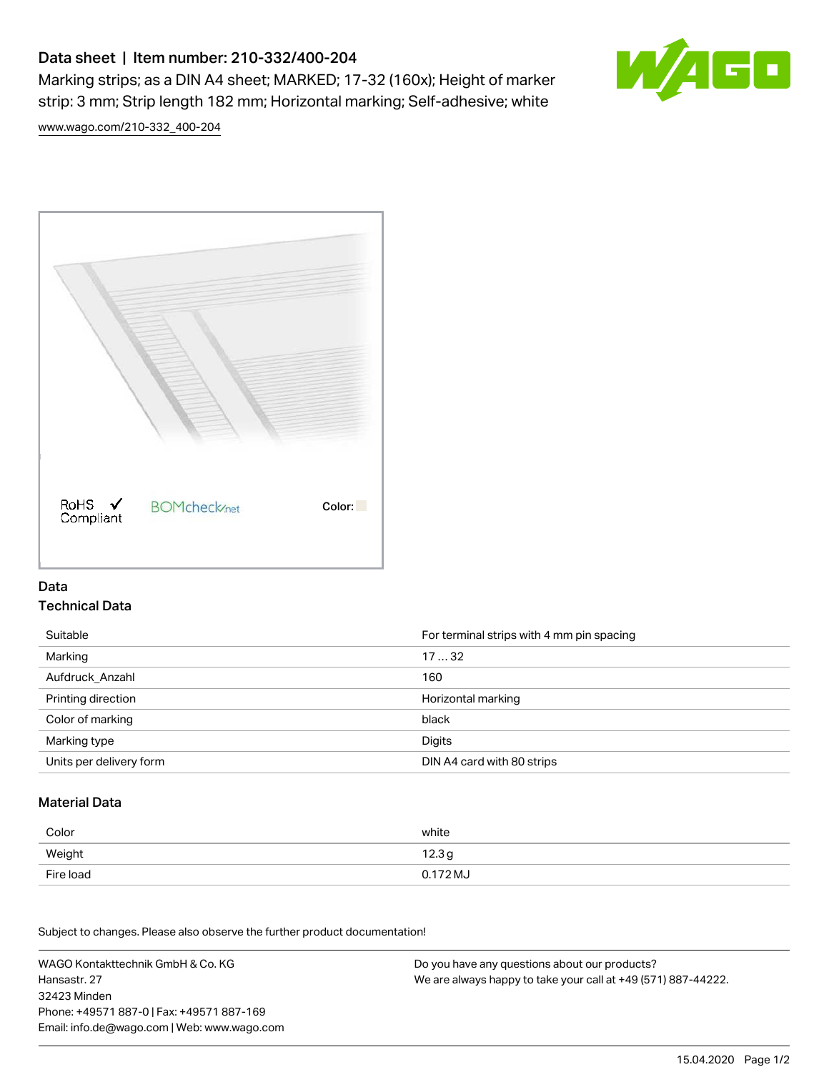# Data sheet | Item number: 210-332/400-204

Marking strips; as a DIN A4 sheet; MARKED; 17-32 (160x); Height of marker strip: 3 mm; Strip length 182 mm; Horizontal marking; Self-adhesive; white

www.wago.com/210-332_400-204

RoHS Compliant ✓ BOMcheck.net Color:

## Data

### Technical Data

| | |
|---|---|
| Suitable | For terminal strips with 4 mm pin spacing |
| Marking | 17 … 32 |
| Aufdruck_Anzahl | 160 |
| Printing direction | Horizontal marking |
| Color of marking | black |
| Marking type | Digits |
| Units per delivery form | DIN A4 card with 80 strips |

### Material Data

| | |
|---|---|
| Color | white |
| Weight | 12.3 g |
| Fire load | 0.172 MJ |

Subject to changes. Please also observe the further product documentation!

WAGO Kontakttechnik GmbH & Co. KG
Hansastr. 27
32423 Minden
Phone: +49571 887-0 | Fax: +49571 887-169
Email: info.de@wago.com | Web: www.wago.com

Do you have any questions about our products?
We are always happy to take your call at +49 (571) 887-44222.

15.04.2020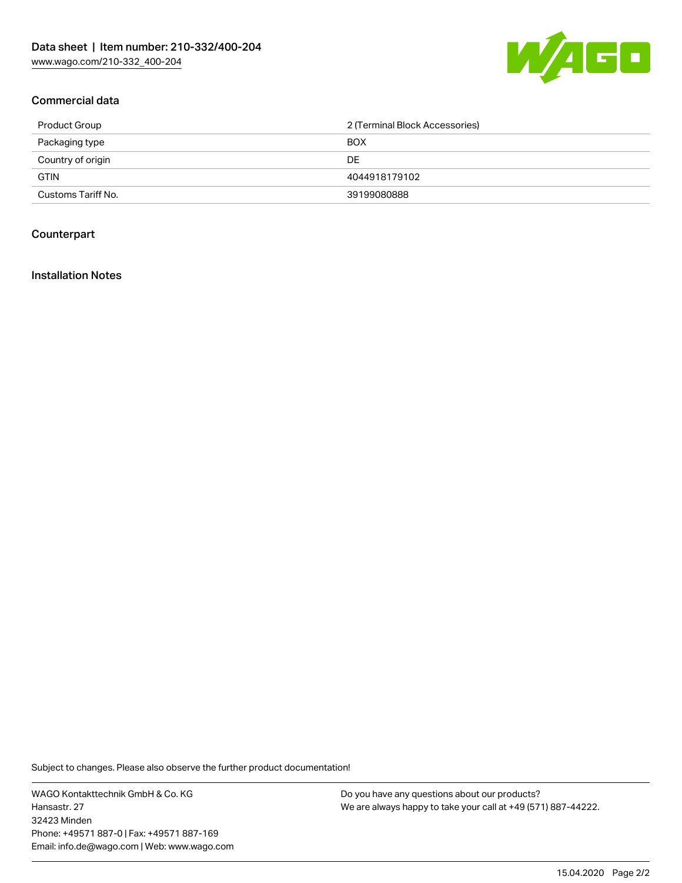## Commercial data

| | |
|---|---|
| Product Group | 2 (Terminal Block Accessories) |
| Packaging type | BOX |
| Country of origin | DE |
| GTIN | 4044918179102 |
| Customs Tariff No. | 39199080888 |

## Counterpart

## Installation Notes

Subject to changes. Please also observe the further product documentation!

WAGO Kontakttechnik GmbH & Co. KG
Hansastr. 27
32423 Minden
Phone: +49571 887-0 | Fax: +49571 887-169
Email: info.de@wago.com | Web: www.wago.com

Do you have any questions about our products?
We are always happy to take your call at +49 (571) 887-44222.

15.04.2020